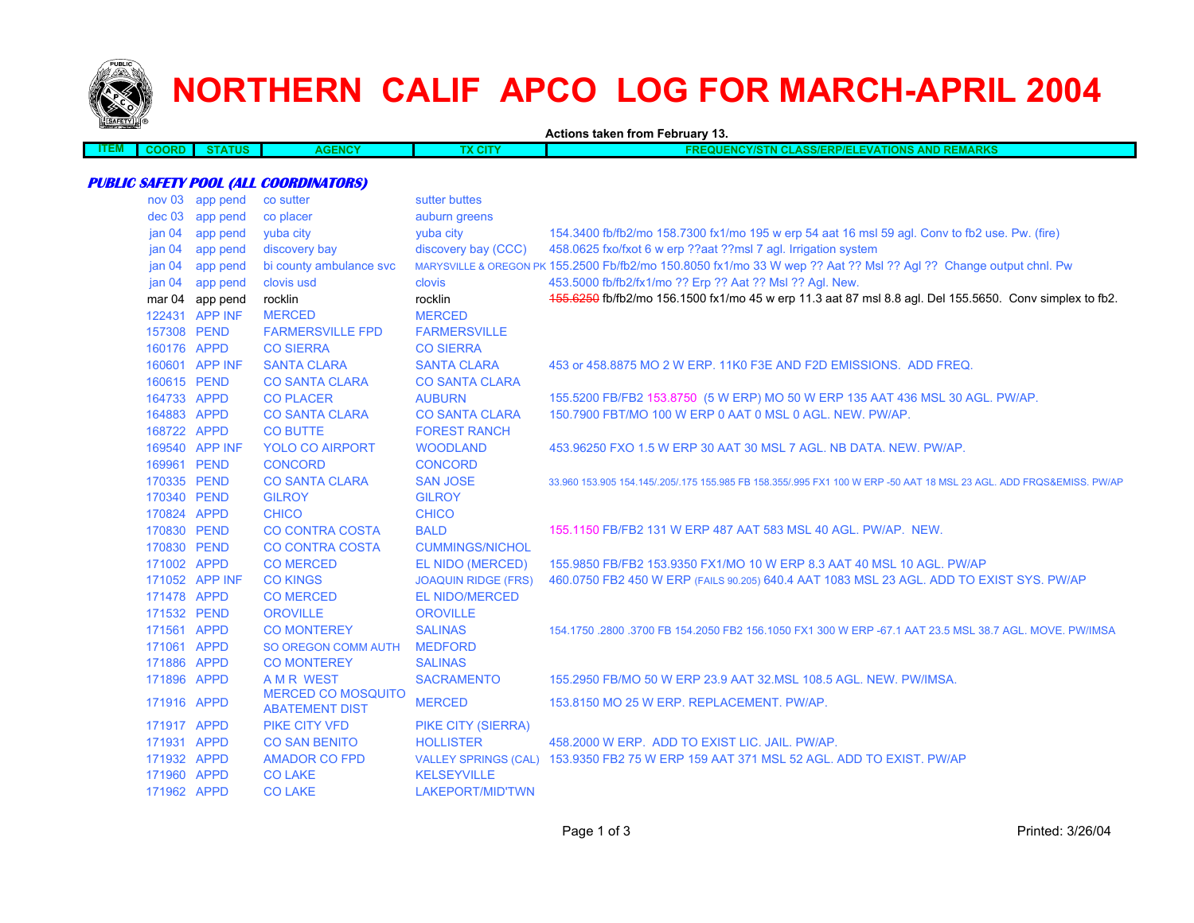# NORTHERN CALIF APCO LOG FOR MARCH-APRIL 2004

Actions taken from February 13.

| ITEM | COORD | STATUS | AGENCY | TX CITY | FREQUENCY/STN CLASS/ERP/ELEVATIONS AND REMARKS |
|---|---|---|---|---|---|
| ***PUBLIC SAFETY POOL (ALL COORDINATORS)*** | | | | | |
| | nov 03 | app pend | co sutter | sutter buttes | |
| | dec 03 | app pend | co placer | auburn greens | |
| | jan 04 | app pend | yuba city | yuba city | 154.3400 fb/fb2/mo 158.7300 fx1/mo 195 w erp 54 aat 16 msl 59 agl. Conv to fb2 use. Pw. (fire) |
| | jan 04 | app pend | discovery bay | discovery bay (CCC) | 458.0625 fxo/fxot 6 w erp ??aat ??msl 7 agl. Irrigation system |
| | jan 04 | app pend | bi county ambulance svc | MARYSVILLE & OREGON PK | 155.2500 Fb/fb2/mo 150.8050 fx1/mo 33 W wep ?? Aat ?? Msl ?? Agl ?? Change output chnl. Pw |
| | jan 04 | app pend | clovis usd | clovis | 453.5000 fb/fb2/fx1/mo ?? Erp ?? Aat ?? Msl ?? Agl. New. |
| | mar 04 | app pend | rocklin | rocklin | ~~155.6250~~ fb/fb2/mo 156.1500 fx1/mo 45 w erp 11.3 aat 87 msl 8.8 agl. Del 155.5650. Conv simplex to fb2. |
| | 122431 | APP INF | MERCED | MERCED | |
| | 157308 | PEND | FARMERSVILLE FPD | FARMERSVILLE | |
| | 160176 | APPD | CO SIERRA | CO SIERRA | |
| | 160601 | APP INF | SANTA CLARA | SANTA CLARA | 453 or 458.8875 MO 2 W ERP. 11K0 F3E AND F2D EMISSIONS. ADD FREQ. |
| | 160615 | PEND | CO SANTA CLARA | CO SANTA CLARA | |
| | 164733 | APPD | CO PLACER | AUBURN | 155.5200 FB/FB2 153.8750 (5 W ERP) MO 50 W ERP 135 AAT 436 MSL 30 AGL. PW/AP. |
| | 164883 | APPD | CO SANTA CLARA | CO SANTA CLARA | 150.7900 FBT/MO 100 W ERP 0 AAT 0 MSL 0 AGL. NEW. PW/AP. |
| | 168722 | APPD | CO BUTTE | FOREST RANCH | |
| | 169540 | APP INF | YOLO CO AIRPORT | WOODLAND | 453.96250 FXO 1.5 W ERP 30 AAT 30 MSL 7 AGL. NB DATA. NEW. PW/AP. |
| | 169961 | PEND | CONCORD | CONCORD | |
| | 170335 | PEND | CO SANTA CLARA | SAN JOSE | 33.960 153.905 154.145/.205/.175 155.985 FB 158.355/.995 FX1 100 W ERP -50 AAT 18 MSL 23 AGL. ADD FRQS&EMISS. PW/AP |
| | 170340 | PEND | GILROY | GILROY | |
| | 170824 | APPD | CHICO | CHICO | |
| | 170830 | PEND | CO CONTRA COSTA | BALD | 155.1150 FB/FB2 131 W ERP 487 AAT 583 MSL 40 AGL. PW/AP. NEW. |
| | 170830 | PEND | CO CONTRA COSTA | CUMMINGS/NICHOL | |
| | 171002 | APPD | CO MERCED | EL NIDO (MERCED) | 155.9850 FB/FB2 153.9350 FX1/MO 10 W ERP 8.3 AAT 40 MSL 10 AGL. PW/AP |
| | 171052 | APP INF | CO KINGS | JOAQUIN RIDGE (FRS) | 460.0750 FB2 450 W ERP (FAILS 90.205) 640.4 AAT 1083 MSL 23 AGL. ADD TO EXIST SYS. PW/AP |
| | 171478 | APPD | CO MERCED | EL NIDO/MERCED | |
| | 171532 | PEND | OROVILLE | OROVILLE | |
| | 171561 | APPD | CO MONTEREY | SALINAS | 154.1750 .2800 .3700 FB 154.2050 FB2 156.1050 FX1 300 W ERP -67.1 AAT 23.5 MSL 38.7 AGL. MOVE. PW/IMSA |
| | 171061 | APPD | SO OREGON COMM AUTH | MEDFORD | |
| | 171886 | APPD | CO MONTEREY | SALINAS | |
| | 171896 | APPD | A M R WEST | SACRAMENTO | 155.2950 FB/MO 50 W ERP 23.9 AAT 32.MSL 108.5 AGL. NEW. PW/IMSA. |
| | 171916 | APPD | MERCED CO MOSQUITO ABATEMENT DIST | MERCED | 153.8150 MO 25 W ERP. REPLACEMENT. PW/AP. |
| | 171917 | APPD | PIKE CITY VFD | PIKE CITY (SIERRA) | |
| | 171931 | APPD | CO SAN BENITO | HOLLISTER | 458.2000 W ERP. ADD TO EXIST LIC. JAIL. PW/AP. |
| | 171932 | APPD | AMADOR CO FPD | VALLEY SPRINGS (CAL) | 153.9350 FB2 75 W ERP 159 AAT 371 MSL 52 AGL. ADD TO EXIST. PW/AP |
| | 171960 | APPD | CO LAKE | KELSEYVILLE | |
| | 171962 | APPD | CO LAKE | LAKEPORT/MID'TWN | |

Printed: 3/26/04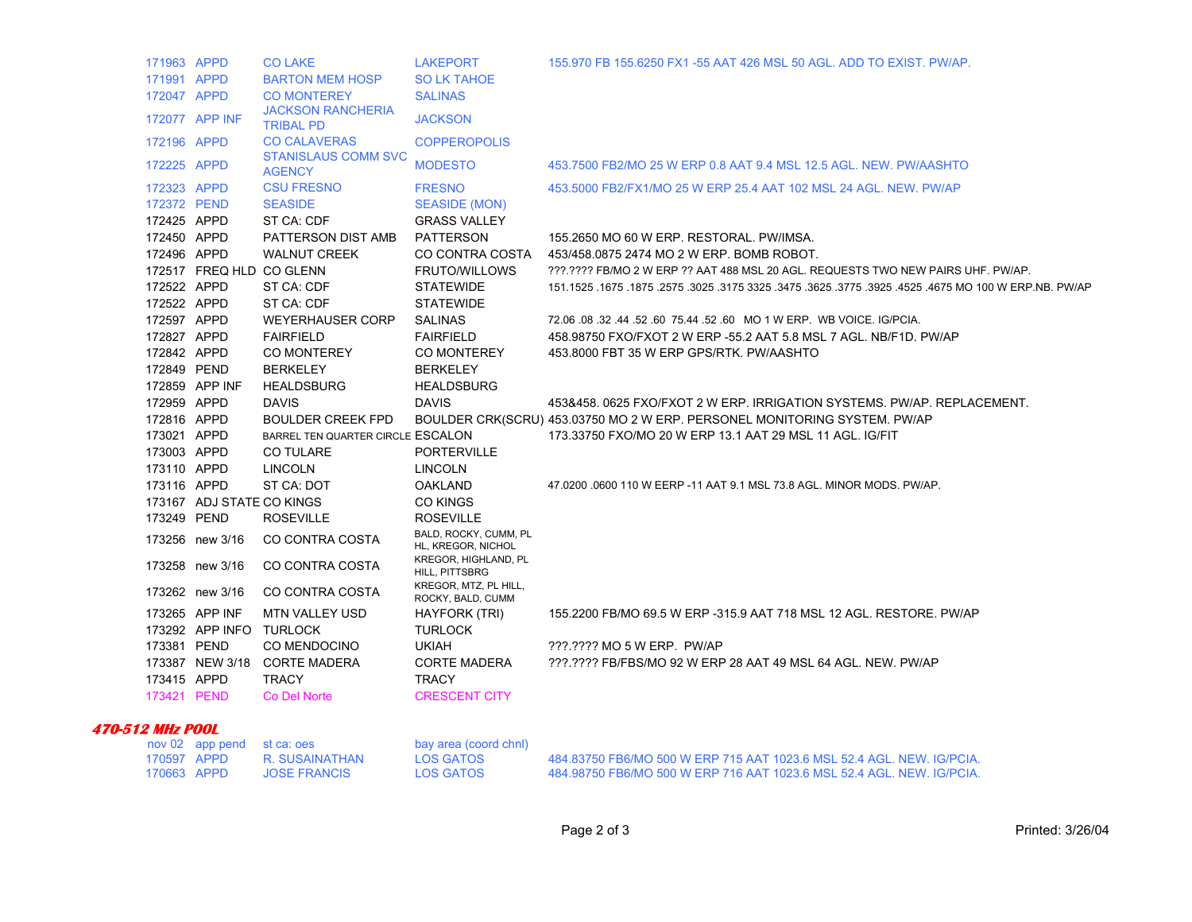| | | | | |
|---|---|---|---|---|
| 171963 | APPD | CO LAKE | LAKEPORT | 155.970 FB 155.6250 FX1 -55 AAT 426 MSL 50 AGL. ADD TO EXIST. PW/AP. |
| 171991 | APPD | BARTON MEM HOSP | SO LK TAHOE | |
| 172047 | APPD | CO MONTEREY | SALINAS | |
| 172077 | APP INF | JACKSON RANCHERIA TRIBAL PD | JACKSON | |
| 172196 | APPD | CO CALAVERAS | COPPEROPOLIS | |
| 172225 | APPD | STANISLAUS COMM SVC AGENCY | MODESTO | 453.7500 FB2/MO 25 W ERP 0.8 AAT 9.4 MSL 12.5 AGL. NEW. PW/AASHTO |
| 172323 | APPD | CSU FRESNO | FRESNO | 453.5000 FB2/FX1/MO 25 W ERP 25.4 AAT 102 MSL 24 AGL. NEW. PW/AP |
| 172372 | PEND | SEASIDE | SEASIDE (MON) | |
| 172425 | APPD | ST CA: CDF | GRASS VALLEY | |
| 172450 | APPD | PATTERSON DIST AMB | PATTERSON | 155.2650 MO 60 W ERP. RESTORAL. PW/IMSA. |
| 172496 | APPD | WALNUT CREEK | CO CONTRA COSTA | 453/458.0875 2474 MO 2 W ERP. BOMB ROBOT. |
| 172517 | FREQ HLD | CO GLENN | FRUTO/WILLOWS | ???.???? FB/MO 2 W ERP ?? AAT 488 MSL 20 AGL. REQUESTS TWO NEW PAIRS UHF. PW/AP. |
| 172522 | APPD | ST CA: CDF | STATEWIDE | 151.1525 .1675 .1875 .2575 .3025 .3175 3325 .3475 .3625 .3775 .3925 .4525 .4675 MO 100 W ERP.NB. PW/AP |
| 172522 | APPD | ST CA: CDF | STATEWIDE | |
| 172597 | APPD | WEYERHAUSER CORP | SALINAS | 72.06 .08 .32 .44 .52 .60 75.44 .52 .60 MO 1 W ERP. WB VOICE. IG/PCIA. |
| 172827 | APPD | FAIRFIELD | FAIRFIELD | 458.98750 FXO/FXOT 2 W ERP -55.2 AAT 5.8 MSL 7 AGL. NB/F1D. PW/AP |
| 172842 | APPD | CO MONTEREY | CO MONTEREY | 453.8000 FBT 35 W ERP GPS/RTK. PW/AASHTO |
| 172849 | PEND | BERKELEY | BERKELEY | |
| 172859 | APP INF | HEALDSBURG | HEALDSBURG | |
| 172959 | APPD | DAVIS | DAVIS | 453&458. 0625 FXO/FXOT 2 W ERP. IRRIGATION SYSTEMS. PW/AP. REPLACEMENT. |
| 172816 | APPD | BOULDER CREEK FPD | BOULDER CRK(SCRU) | 453.03750 MO 2 W ERP. PERSONEL MONITORING SYSTEM. PW/AP |
| 173021 | APPD | BARREL TEN QUARTER CIRCLE | ESCALON | 173.33750 FXO/MO 20 W ERP 13.1 AAT 29 MSL 11 AGL. IG/FIT |
| 173003 | APPD | CO TULARE | PORTERVILLE | |
| 173110 | APPD | LINCOLN | LINCOLN | |
| 173116 | APPD | ST CA: DOT | OAKLAND | 47.0200 .0600 110 W EERP -11 AAT 9.1 MSL 73.8 AGL. MINOR MODS. PW/AP. |
| 173167 | ADJ STATE | CO KINGS | CO KINGS | |
| 173249 | PEND | ROSEVILLE | ROSEVILLE | |
| 173256 | new 3/16 | CO CONTRA COSTA | BALD, ROCKY, CUMM, PL HL, KREGOR, NICHOL | |
| 173258 | new 3/16 | CO CONTRA COSTA | KREGOR, HIGHLAND, PL HILL, PITTSBRG | |
| 173262 | new 3/16 | CO CONTRA COSTA | KREGOR, MTZ, PL HILL, ROCKY, BALD, CUMM | |
| 173265 | APP INF | MTN VALLEY USD | HAYFORK (TRI) | 155.2200 FB/MO 69.5 W ERP -315.9 AAT 718 MSL 12 AGL. RESTORE. PW/AP |
| 173292 | APP INFO | TURLOCK | TURLOCK | |
| 173381 | PEND | CO MENDOCINO | UKIAH | ???.???? MO 5 W ERP. PW/AP |
| 173387 | NEW 3/18 | CORTE MADERA | CORTE MADERA | ???.???? FB/FBS/MO 92 W ERP 28 AAT 49 MSL 64 AGL. NEW. PW/AP |
| 173415 | APPD | TRACY | TRACY | |
| 173421 | PEND | Co Del Norte | CRESCENT CITY | |

## *470-512 MHz POOL*

| | | | | |
|---|---|---|---|---|
| nov 02 | app pend | st ca: oes | bay area (coord chnl) | |
| 170597 | APPD | R. SUSAINATHAN | LOS GATOS | 484.83750 FB6/MO 500 W ERP 715 AAT 1023.6 MSL 52.4 AGL. NEW. IG/PCIA. |
| 170663 | APPD | JOSE FRANCIS | LOS GATOS | 484.98750 FB6/MO 500 W ERP 716 AAT 1023.6 MSL 52.4 AGL. NEW. IG/PCIA. |

Printed: 3/26/04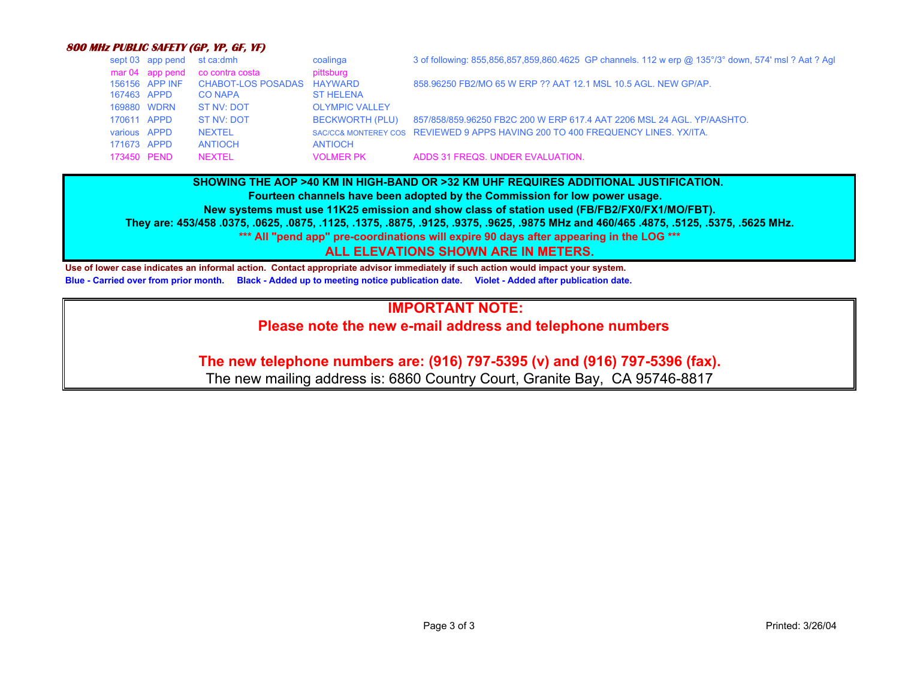### *800 MHz PUBLIC SAFETY (GP, YP, GF, YF)*

| | | | | |
|---|---|---|---|---|
| sept 03 | app pend | st ca:dmh | coalinga | 3 of following: 855,856,857,859,860.4625 GP channels. 112 w erp @ 135°/3° down, 574' msl ? Aat ? Agl |
| mar 04 | app pend | co contra costa | pittsburg | |
| 156156 | APP INF | CHABOT-LOS POSADAS | HAYWARD | 858.96250 FB2/MO 65 W ERP ?? AAT 12.1 MSL 10.5 AGL. NEW GP/AP. |
| 167463 | APPD | CO NAPA | ST HELENA | |
| 169880 | WDRN | ST NV: DOT | OLYMPIC VALLEY | |
| 170611 | APPD | ST NV: DOT | BECKWORTH (PLU) | 857/858/859.96250 FB2C 200 W ERP 617.4 AAT 2206 MSL 24 AGL. YP/AASHTO. |
| various | APPD | NEXTEL | SAC/CC& MONTEREY COS | REVIEWED 9 APPS HAVING 200 TO 400 FREQUENCY LINES. YX/ITA. |
| 171673 | APPD | ANTIOCH | ANTIOCH | |
| 173450 | PEND | NEXTEL | VOLMER PK | ADDS 31 FREQS. UNDER EVALUATION. |

**SHOWING THE AOP >40 KM IN HIGH-BAND OR >32 KM UHF REQUIRES ADDITIONAL JUSTIFICATION.**
**Fourteen channels have been adopted by the Commission for low power usage.**
**New systems must use 11K25 emission and show class of station used (FB/FB2/FX0/FX1/MO/FBT).**
**They are: 453/458 .0375, .0625, .0875, .1125, .1375, .8875, .9125, .9375, .9625, .9875 MHz and 460/465 .4875, .5125, .5375, .5625 MHz.**
**\*\*\* All "pend app" pre-coordinations will expire 90 days after appearing in the LOG \*\*\***
**ALL ELEVATIONS SHOWN ARE IN METERS.**

**Use of lower case indicates an informal action. Contact appropriate advisor immediately if such action would impact your system.**

**Blue - Carried over from prior month. Black - Added up to meeting notice publication date. Violet - Added after publication date.**

**IMPORTANT NOTE:**

**Please note the new e-mail address and telephone numbers**

**The new telephone numbers are: (916) 797-5395 (v) and (916) 797-5396 (fax).**

The new mailing address is: 6860 Country Court, Granite Bay, CA 95746-8817

Printed: 3/26/04